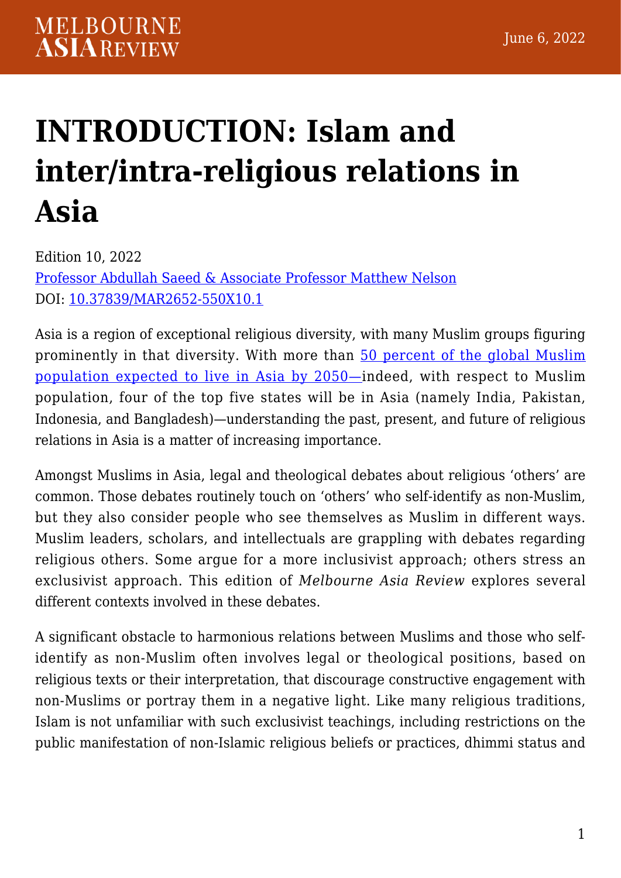# INTRODUCTION: Islam and inter/intra-religious relations in Asia

Edition 10, 2022
[Professor Abdullah Saeed & Associate Professor Matthew Nelson](#)
DOI: [10.37839/MAR2652-550X10.1](#)

Asia is a region of exceptional religious diversity, with many Muslim groups figuring prominently in that diversity. With more than [50 percent of the global Muslim population expected to live in Asia by 2050—](#)indeed, with respect to Muslim population, four of the top five states will be in Asia (namely India, Pakistan, Indonesia, and Bangladesh)—understanding the past, present, and future of religious relations in Asia is a matter of increasing importance.

Amongst Muslims in Asia, legal and theological debates about religious 'others' are common. Those debates routinely touch on 'others' who self-identify as non-Muslim, but they also consider people who see themselves as Muslim in different ways. Muslim leaders, scholars, and intellectuals are grappling with debates regarding religious others. Some argue for a more inclusivist approach; others stress an exclusivist approach. This edition of *Melbourne Asia Review* explores several different contexts involved in these debates.

A significant obstacle to harmonious relations between Muslims and those who self-identify as non-Muslim often involves legal or theological positions, based on religious texts or their interpretation, that discourage constructive engagement with non-Muslims or portray them in a negative light. Like many religious traditions, Islam is not unfamiliar with such exclusivist teachings, including restrictions on the public manifestation of non-Islamic religious beliefs or practices, dhimmi status and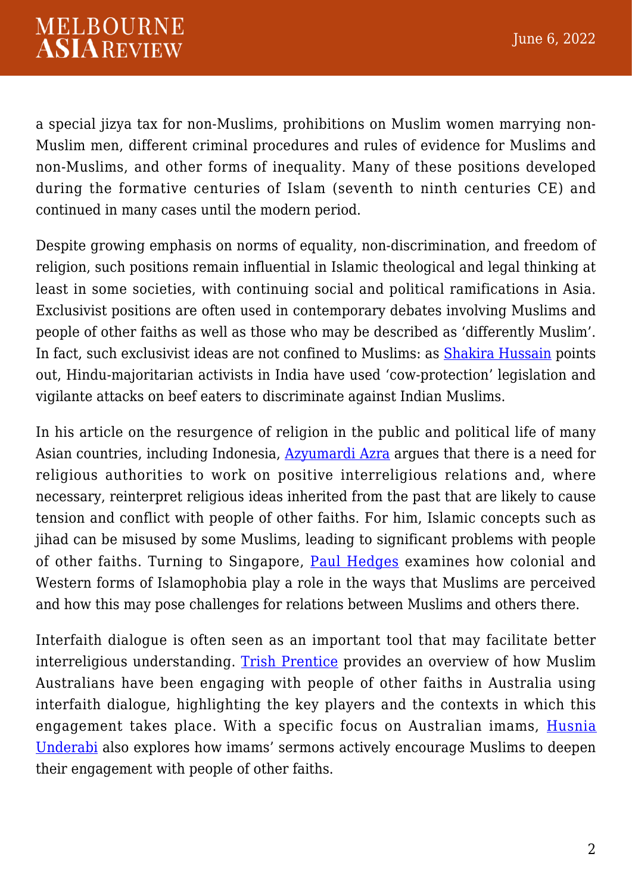a special jizya tax for non-Muslims, prohibitions on Muslim women marrying non-Muslim men, different criminal procedures and rules of evidence for Muslims and non-Muslims, and other forms of inequality. Many of these positions developed during the formative centuries of Islam (seventh to ninth centuries CE) and continued in many cases until the modern period.

Despite growing emphasis on norms of equality, non-discrimination, and freedom of religion, such positions remain influential in Islamic theological and legal thinking at least in some societies, with continuing social and political ramifications in Asia. Exclusivist positions are often used in contemporary debates involving Muslims and people of other faiths as well as those who may be described as 'differently Muslim'. In fact, such exclusivist ideas are not confined to Muslims: as Shakira Hussain points out, Hindu-majoritarian activists in India have used 'cow-protection' legislation and vigilante attacks on beef eaters to discriminate against Indian Muslims.

In his article on the resurgence of religion in the public and political life of many Asian countries, including Indonesia, Azyumardi Azra argues that there is a need for religious authorities to work on positive interreligious relations and, where necessary, reinterpret religious ideas inherited from the past that are likely to cause tension and conflict with people of other faiths. For him, Islamic concepts such as jihad can be misused by some Muslims, leading to significant problems with people of other faiths. Turning to Singapore, Paul Hedges examines how colonial and Western forms of Islamophobia play a role in the ways that Muslims are perceived and how this may pose challenges for relations between Muslims and others there.

Interfaith dialogue is often seen as an important tool that may facilitate better interreligious understanding. Trish Prentice provides an overview of how Muslim Australians have been engaging with people of other faiths in Australia using interfaith dialogue, highlighting the key players and the contexts in which this engagement takes place. With a specific focus on Australian imams, Husnia Underabi also explores how imams' sermons actively encourage Muslims to deepen their engagement with people of other faiths.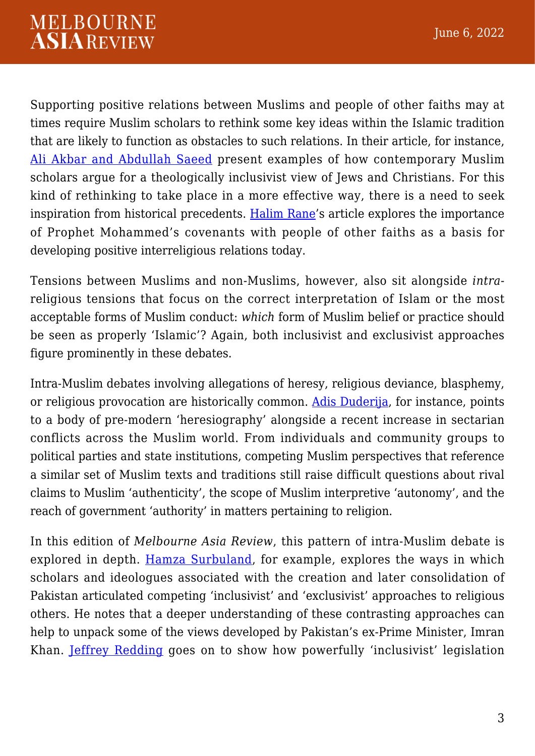Supporting positive relations between Muslims and people of other faiths may at times require Muslim scholars to rethink some key ideas within the Islamic tradition that are likely to function as obstacles to such relations. In their article, for instance, Ali Akbar and Abdullah Saeed present examples of how contemporary Muslim scholars argue for a theologically inclusivist view of Jews and Christians. For this kind of rethinking to take place in a more effective way, there is a need to seek inspiration from historical precedents. Halim Rane's article explores the importance of Prophet Mohammed's covenants with people of other faiths as a basis for developing positive interreligious relations today.

Tensions between Muslims and non-Muslims, however, also sit alongside *intra*-religious tensions that focus on the correct interpretation of Islam or the most acceptable forms of Muslim conduct: *which* form of Muslim belief or practice should be seen as properly 'Islamic'? Again, both inclusivist and exclusivist approaches figure prominently in these debates.

Intra-Muslim debates involving allegations of heresy, religious deviance, blasphemy, or religious provocation are historically common. Adis Duderija, for instance, points to a body of pre-modern 'heresiography' alongside a recent increase in sectarian conflicts across the Muslim world. From individuals and community groups to political parties and state institutions, competing Muslim perspectives that reference a similar set of Muslim texts and traditions still raise difficult questions about rival claims to Muslim 'authenticity', the scope of Muslim interpretive 'autonomy', and the reach of government 'authority' in matters pertaining to religion.

In this edition of *Melbourne Asia Review*, this pattern of intra-Muslim debate is explored in depth. Hamza Surbuland, for example, explores the ways in which scholars and ideologues associated with the creation and later consolidation of Pakistan articulated competing 'inclusivist' and 'exclusivist' approaches to religious others. He notes that a deeper understanding of these contrasting approaches can help to unpack some of the views developed by Pakistan's ex-Prime Minister, Imran Khan. Jeffrey Redding goes on to show how powerfully 'inclusivist' legislation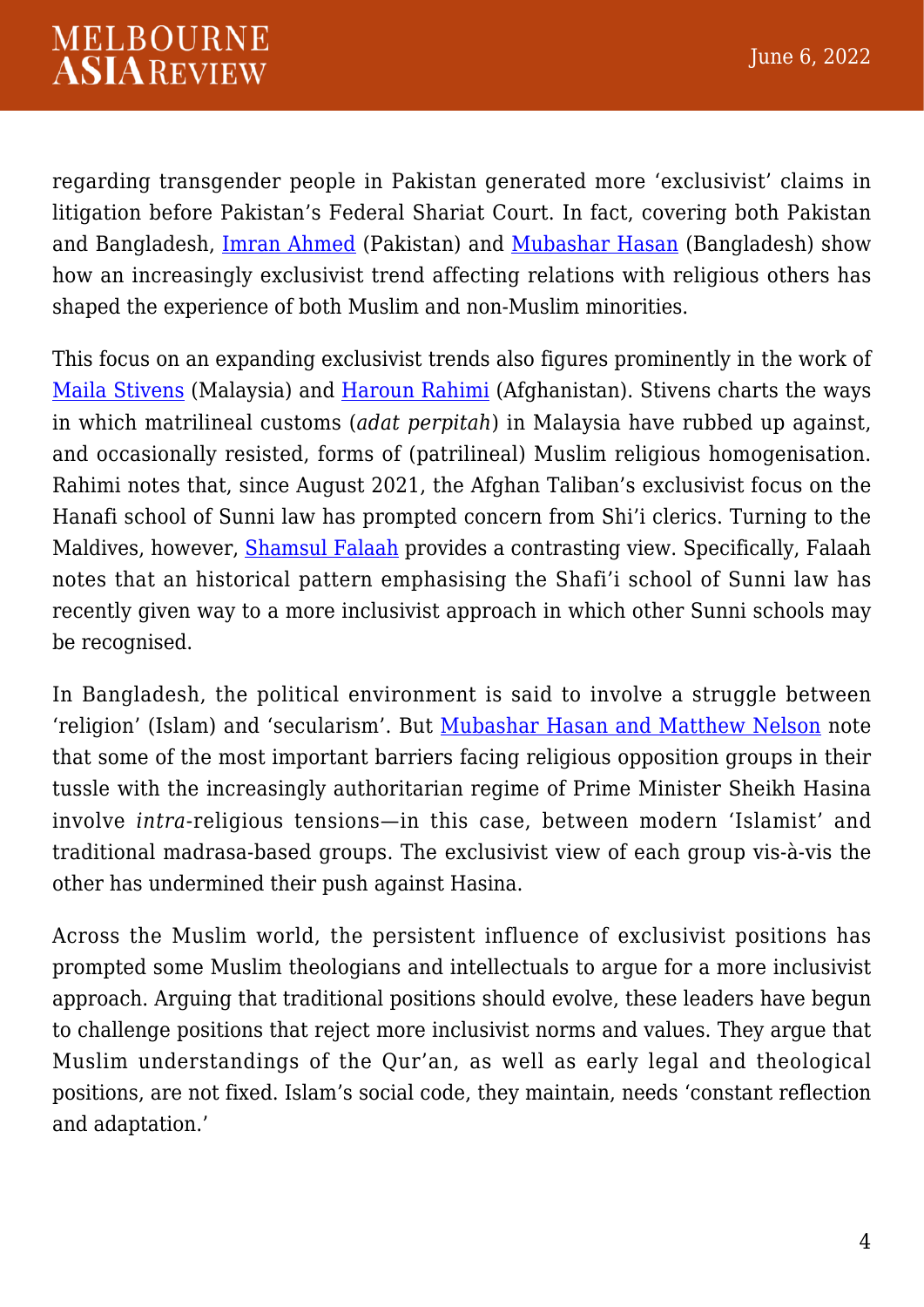regarding transgender people in Pakistan generated more 'exclusivist' claims in litigation before Pakistan's Federal Shariat Court. In fact, covering both Pakistan and Bangladesh, [Imran Ahmed]() (Pakistan) and [Mubashar Hasan]() (Bangladesh) show how an increasingly exclusivist trend affecting relations with religious others has shaped the experience of both Muslim and non-Muslim minorities.

This focus on an expanding exclusivist trends also figures prominently in the work of [Maila Stivens]() (Malaysia) and [Haroun Rahimi]() (Afghanistan). Stivens charts the ways in which matrilineal customs (*adat perpitah*) in Malaysia have rubbed up against, and occasionally resisted, forms of (patrilineal) Muslim religious homogenisation. Rahimi notes that, since August 2021, the Afghan Taliban's exclusivist focus on the Hanafi school of Sunni law has prompted concern from Shi'i clerics. Turning to the Maldives, however, [Shamsul Falaah]() provides a contrasting view. Specifically, Falaah notes that an historical pattern emphasising the Shafi'i school of Sunni law has recently given way to a more inclusivist approach in which other Sunni schools may be recognised.

In Bangladesh, the political environment is said to involve a struggle between 'religion' (Islam) and 'secularism'. But [Mubashar Hasan and Matthew Nelson]() note that some of the most important barriers facing religious opposition groups in their tussle with the increasingly authoritarian regime of Prime Minister Sheikh Hasina involve *intra*-religious tensions—in this case, between modern 'Islamist' and traditional madrasa-based groups. The exclusivist view of each group vis-à-vis the other has undermined their push against Hasina.

Across the Muslim world, the persistent influence of exclusivist positions has prompted some Muslim theologians and intellectuals to argue for a more inclusivist approach. Arguing that traditional positions should evolve, these leaders have begun to challenge positions that reject more inclusivist norms and values. They argue that Muslim understandings of the Qur'an, as well as early legal and theological positions, are not fixed. Islam's social code, they maintain, needs 'constant reflection and adaptation.'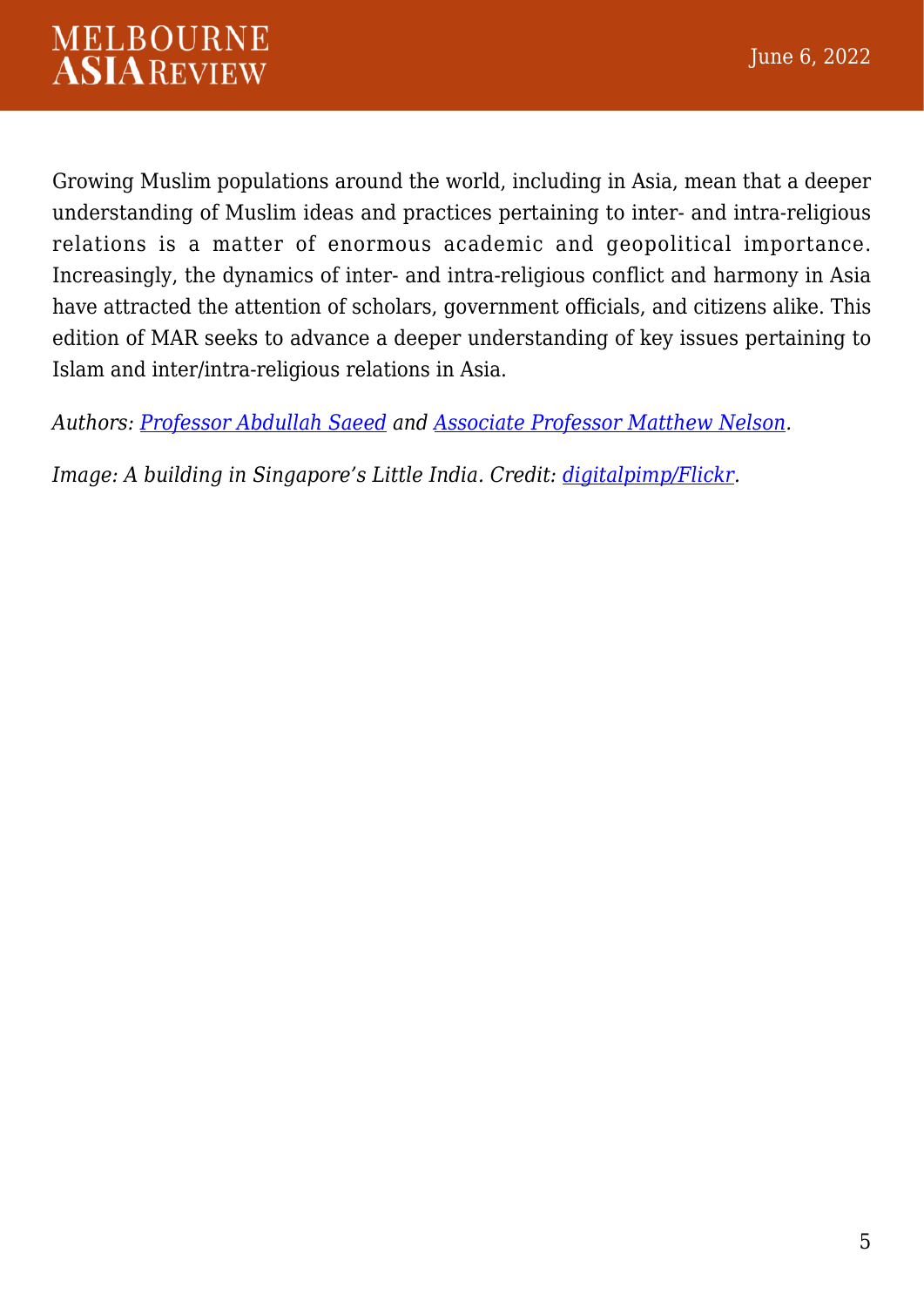Growing Muslim populations around the world, including in Asia, mean that a deeper understanding of Muslim ideas and practices pertaining to inter- and intra-religious relations is a matter of enormous academic and geopolitical importance. Increasingly, the dynamics of inter- and intra-religious conflict and harmony in Asia have attracted the attention of scholars, government officials, and citizens alike. This edition of MAR seeks to advance a deeper understanding of key issues pertaining to Islam and inter/intra-religious relations in Asia.

*Authors: Professor Abdullah Saeed and Associate Professor Matthew Nelson.*

*Image: A building in Singapore's Little India. Credit: digitalpimp/Flickr.*